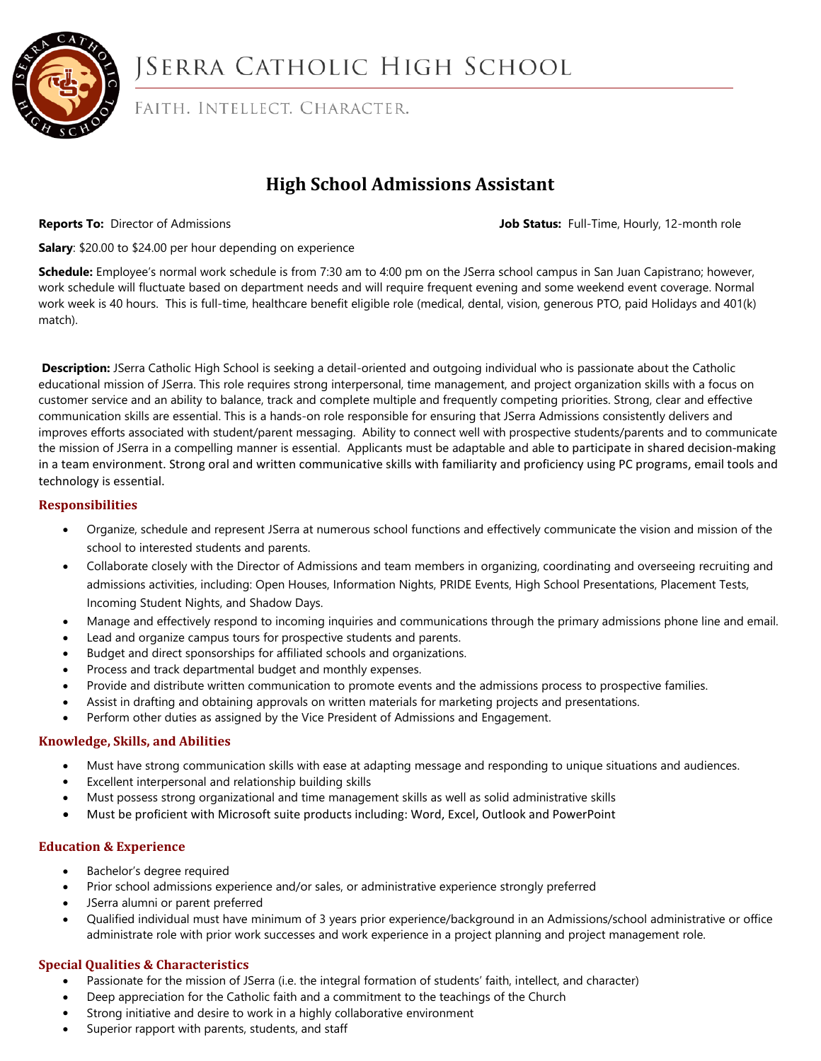# JSerra Catholic High School

FAITH. INTELLECT. CHARACTER.

## High School Admissions Assistant

**Reports To:** Director of Admissions **Job Status:** Full-Time, Hourly, 12-month role

**Salary**: $20.00 to $24.00 per hour depending on experience

**Schedule:** Employee's normal work schedule is from 7:30 am to 4:00 pm on the JSerra school campus in San Juan Capistrano; however, work schedule will fluctuate based on department needs and will require frequent evening and some weekend event coverage. Normal work week is 40 hours. This is full-time, healthcare benefit eligible role (medical, dental, vision, generous PTO, paid Holidays and 401(k) match).

**Description:** JSerra Catholic High School is seeking a detail-oriented and outgoing individual who is passionate about the Catholic educational mission of JSerra. This role requires strong interpersonal, time management, and project organization skills with a focus on customer service and an ability to balance, track and complete multiple and frequently competing priorities. Strong, clear and effective communication skills are essential. This is a hands-on role responsible for ensuring that JSerra Admissions consistently delivers and improves efforts associated with student/parent messaging. Ability to connect well with prospective students/parents and to communicate the mission of JSerra in a compelling manner is essential. Applicants must be adaptable and able to participate in shared decision-making in a team environment. Strong oral and written communicative skills with familiarity and proficiency using PC programs, email tools and technology is essential.

### Responsibilities

- Organize, schedule and represent JSerra at numerous school functions and effectively communicate the vision and mission of the school to interested students and parents.
- Collaborate closely with the Director of Admissions and team members in organizing, coordinating and overseeing recruiting and admissions activities, including: Open Houses, Information Nights, PRIDE Events, High School Presentations, Placement Tests, Incoming Student Nights, and Shadow Days.
- Manage and effectively respond to incoming inquiries and communications through the primary admissions phone line and email.
- Lead and organize campus tours for prospective students and parents.
- Budget and direct sponsorships for affiliated schools and organizations.
- Process and track departmental budget and monthly expenses.
- Provide and distribute written communication to promote events and the admissions process to prospective families.
- Assist in drafting and obtaining approvals on written materials for marketing projects and presentations.
- Perform other duties as assigned by the Vice President of Admissions and Engagement.

### Knowledge, Skills, and Abilities

- Must have strong communication skills with ease at adapting message and responding to unique situations and audiences.
- Excellent interpersonal and relationship building skills
- Must possess strong organizational and time management skills as well as solid administrative skills
- Must be proficient with Microsoft suite products including: Word, Excel, Outlook and PowerPoint

### Education & Experience

- Bachelor's degree required
- Prior school admissions experience and/or sales, or administrative experience strongly preferred
- JSerra alumni or parent preferred
- Qualified individual must have minimum of 3 years prior experience/background in an Admissions/school administrative or office administrate role with prior work successes and work experience in a project planning and project management role.

### Special Qualities & Characteristics

- Passionate for the mission of JSerra (i.e. the integral formation of students' faith, intellect, and character)
- Deep appreciation for the Catholic faith and a commitment to the teachings of the Church
- Strong initiative and desire to work in a highly collaborative environment
- Superior rapport with parents, students, and staff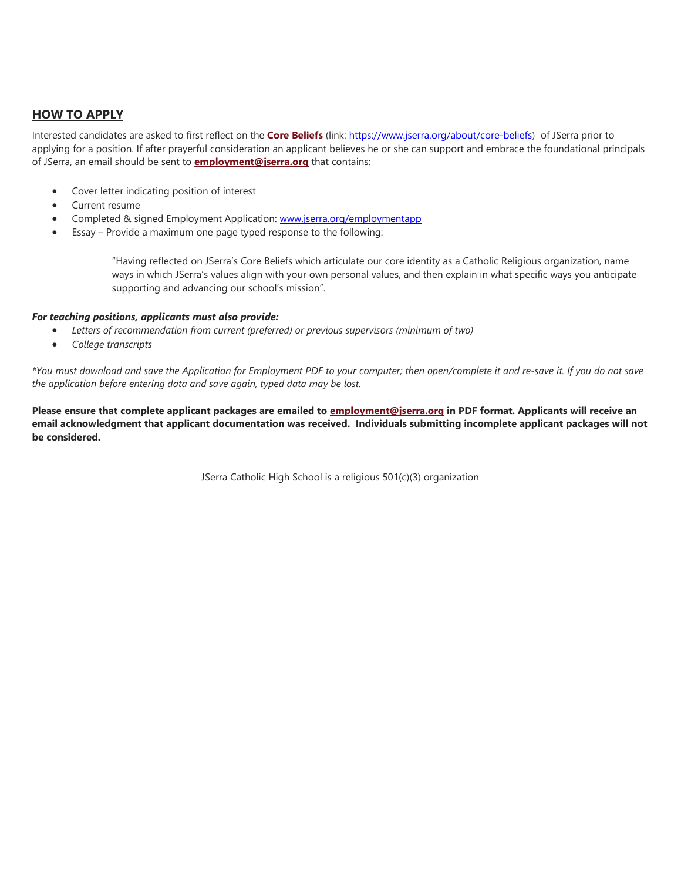## HOW TO APPLY

Interested candidates are asked to first reflect on the **Core Beliefs** (link: https://www.jserra.org/about/core-beliefs) of JSerra prior to applying for a position. If after prayerful consideration an applicant believes he or she can support and embrace the foundational principals of JSerra, an email should be sent to **employment@jserra.org** that contains:

- Cover letter indicating position of interest
- Current resume
- Completed & signed Employment Application: www.jserra.org/employmentapp
- Essay – Provide a maximum one page typed response to the following:

> "Having reflected on JSerra's Core Beliefs which articulate our core identity as a Catholic Religious organization, name ways in which JSerra's values align with your own personal values, and then explain in what specific ways you anticipate supporting and advancing our school's mission".

***For teaching positions, applicants must also provide:***

- *Letters of recommendation from current (preferred) or previous supervisors (minimum of two)*
- *College transcripts*

**You must download and save the Application for Employment PDF to your computer; then open/complete it and re-save it. If you do not save the application before entering data and save again, typed data may be lost.*

**Please ensure that complete applicant packages are emailed to employment@jserra.org in PDF format. Applicants will receive an email acknowledgment that applicant documentation was received. Individuals submitting incomplete applicant packages will not be considered.**

JSerra Catholic High School is a religious 501(c)(3) organization